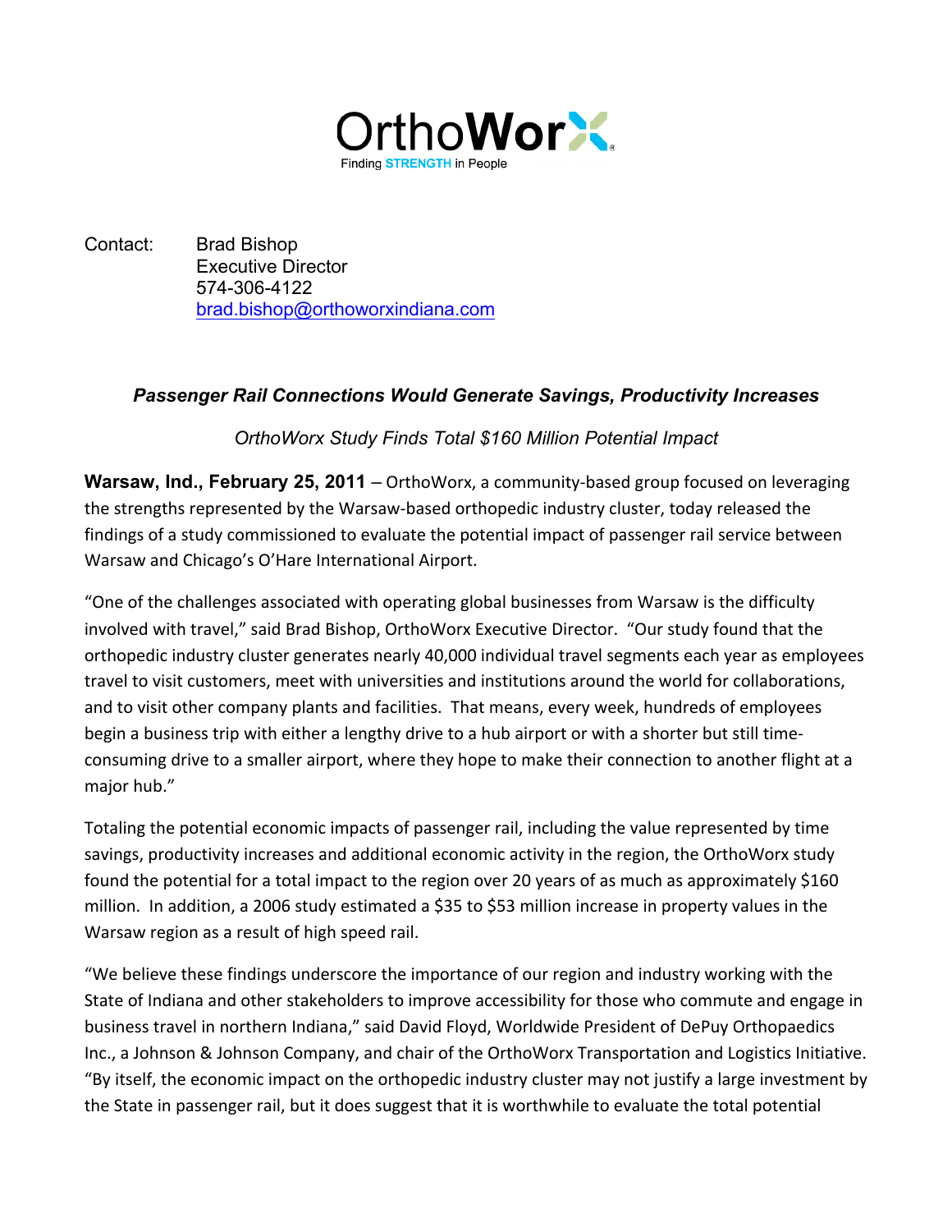OrthoWorx

Finding STRENGTH in People

Contact: Brad Bishop
Executive Director
574-306-4122
brad.bishop@orthoworxindiana.com

## *Passenger Rail Connections Would Generate Savings, Productivity Increases*

*OrthoWorx Study Finds Total $160 Million Potential Impact*

**Warsaw, Ind., February 25, 2011** – OrthoWorx, a community-based group focused on leveraging the strengths represented by the Warsaw-based orthopedic industry cluster, today released the findings of a study commissioned to evaluate the potential impact of passenger rail service between Warsaw and Chicago's O'Hare International Airport.

"One of the challenges associated with operating global businesses from Warsaw is the difficulty involved with travel," said Brad Bishop, OrthoWorx Executive Director. "Our study found that the orthopedic industry cluster generates nearly 40,000 individual travel segments each year as employees travel to visit customers, meet with universities and institutions around the world for collaborations, and to visit other company plants and facilities. That means, every week, hundreds of employees begin a business trip with either a lengthy drive to a hub airport or with a shorter but still time-consuming drive to a smaller airport, where they hope to make their connection to another flight at a major hub."

Totaling the potential economic impacts of passenger rail, including the value represented by time savings, productivity increases and additional economic activity in the region, the OrthoWorx study found the potential for a total impact to the region over 20 years of as much as approximately $160 million. In addition, a 2006 study estimated a $35 to $53 million increase in property values in the Warsaw region as a result of high speed rail.

"We believe these findings underscore the importance of our region and industry working with the State of Indiana and other stakeholders to improve accessibility for those who commute and engage in business travel in northern Indiana," said David Floyd, Worldwide President of DePuy Orthopaedics Inc., a Johnson & Johnson Company, and chair of the OrthoWorx Transportation and Logistics Initiative. "By itself, the economic impact on the orthopedic industry cluster may not justify a large investment by the State in passenger rail, but it does suggest that it is worthwhile to evaluate the total potential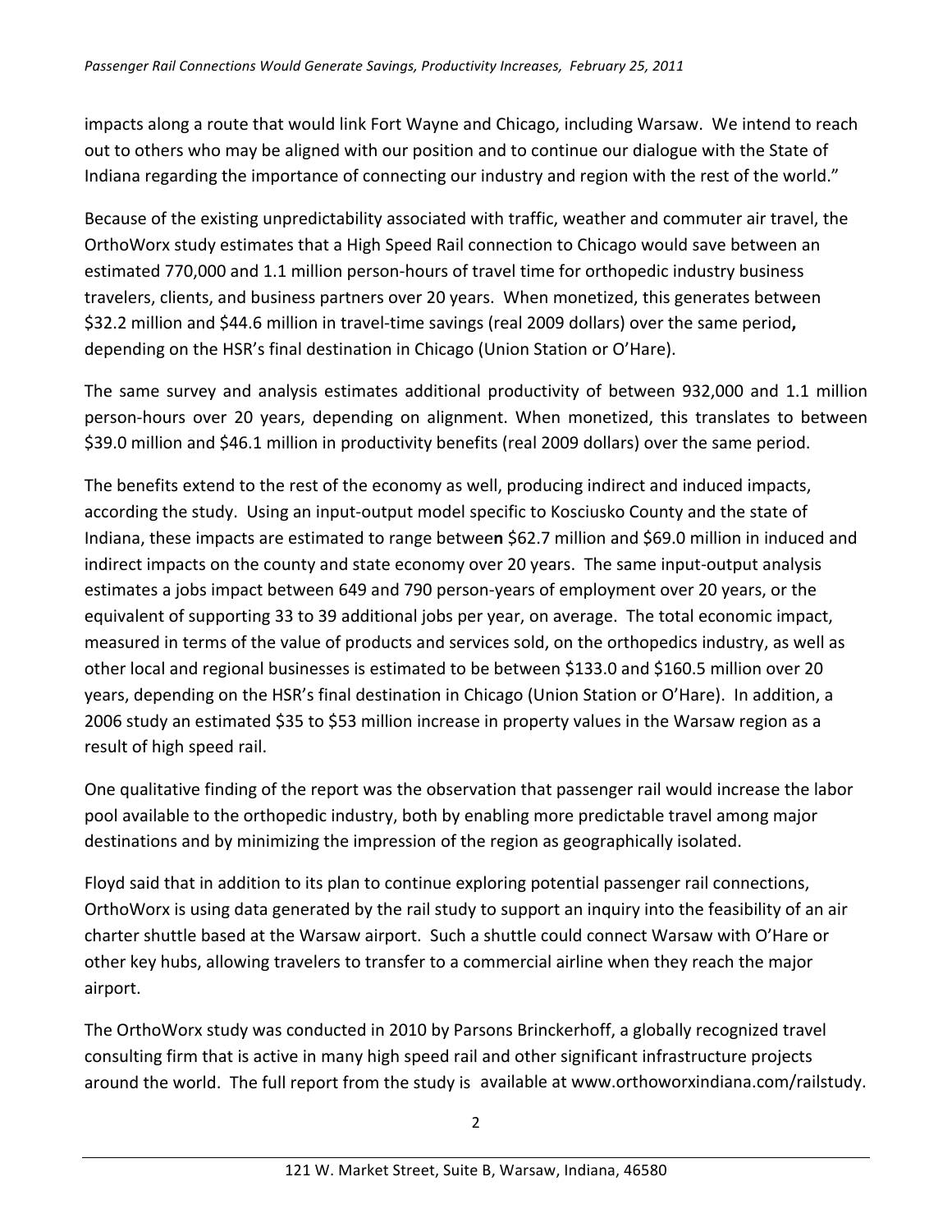impacts along a route that would link Fort Wayne and Chicago, including Warsaw. We intend to reach out to others who may be aligned with our position and to continue our dialogue with the State of Indiana regarding the importance of connecting our industry and region with the rest of the world."

Because of the existing unpredictability associated with traffic, weather and commuter air travel, the OrthoWorx study estimates that a High Speed Rail connection to Chicago would save between an estimated 770,000 and 1.1 million person-hours of travel time for orthopedic industry business travelers, clients, and business partners over 20 years. When monetized, this generates between $32.2 million and $44.6 million in travel-time savings (real 2009 dollars) over the same period**,** depending on the HSR's final destination in Chicago (Union Station or O'Hare).

The same survey and analysis estimates additional productivity of between 932,000 and 1.1 million person-hours over 20 years, depending on alignment. When monetized, this translates to between $39.0 million and $46.1 million in productivity benefits (real 2009 dollars) over the same period.

The benefits extend to the rest of the economy as well, producing indirect and induced impacts, according the study. Using an input-output model specific to Kosciusko County and the state of Indiana, these impacts are estimated to range betwee**n** $62.7 million and $69.0 million in induced and indirect impacts on the county and state economy over 20 years. The same input-output analysis estimates a jobs impact between 649 and 790 person-years of employment over 20 years, or the equivalent of supporting 33 to 39 additional jobs per year, on average. The total economic impact, measured in terms of the value of products and services sold, on the orthopedics industry, as well as other local and regional businesses is estimated to be between $133.0 and $160.5 million over 20 years, depending on the HSR's final destination in Chicago (Union Station or O'Hare). In addition, a 2006 study an estimated $35 to $53 million increase in property values in the Warsaw region as a result of high speed rail.

One qualitative finding of the report was the observation that passenger rail would increase the labor pool available to the orthopedic industry, both by enabling more predictable travel among major destinations and by minimizing the impression of the region as geographically isolated.

Floyd said that in addition to its plan to continue exploring potential passenger rail connections, OrthoWorx is using data generated by the rail study to support an inquiry into the feasibility of an air charter shuttle based at the Warsaw airport. Such a shuttle could connect Warsaw with O'Hare or other key hubs, allowing travelers to transfer to a commercial airline when they reach the major airport.

The OrthoWorx study was conducted in 2010 by Parsons Brinckerhoff, a globally recognized travel consulting firm that is active in many high speed rail and other significant infrastructure projects around the world. The full report from the study is available at www.orthoworxindiana.com/railstudy.

121 W. Market Street, Suite B, Warsaw, Indiana, 46580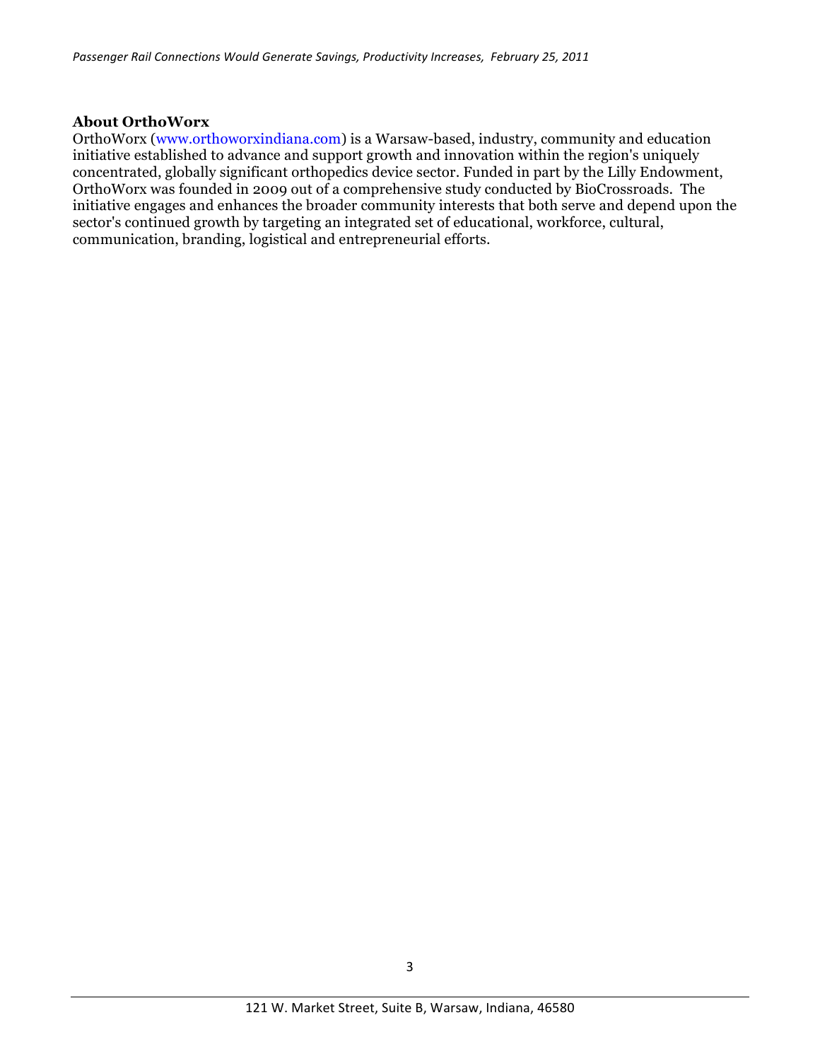**About OrthoWorx**

OrthoWorx (www.orthoworxindiana.com) is a Warsaw-based, industry, community and education initiative established to advance and support growth and innovation within the region's uniquely concentrated, globally significant orthopedics device sector. Funded in part by the Lilly Endowment, OrthoWorx was founded in 2009 out of a comprehensive study conducted by BioCrossroads. The initiative engages and enhances the broader community interests that both serve and depend upon the sector's continued growth by targeting an integrated set of educational, workforce, cultural, communication, branding, logistical and entrepreneurial efforts.